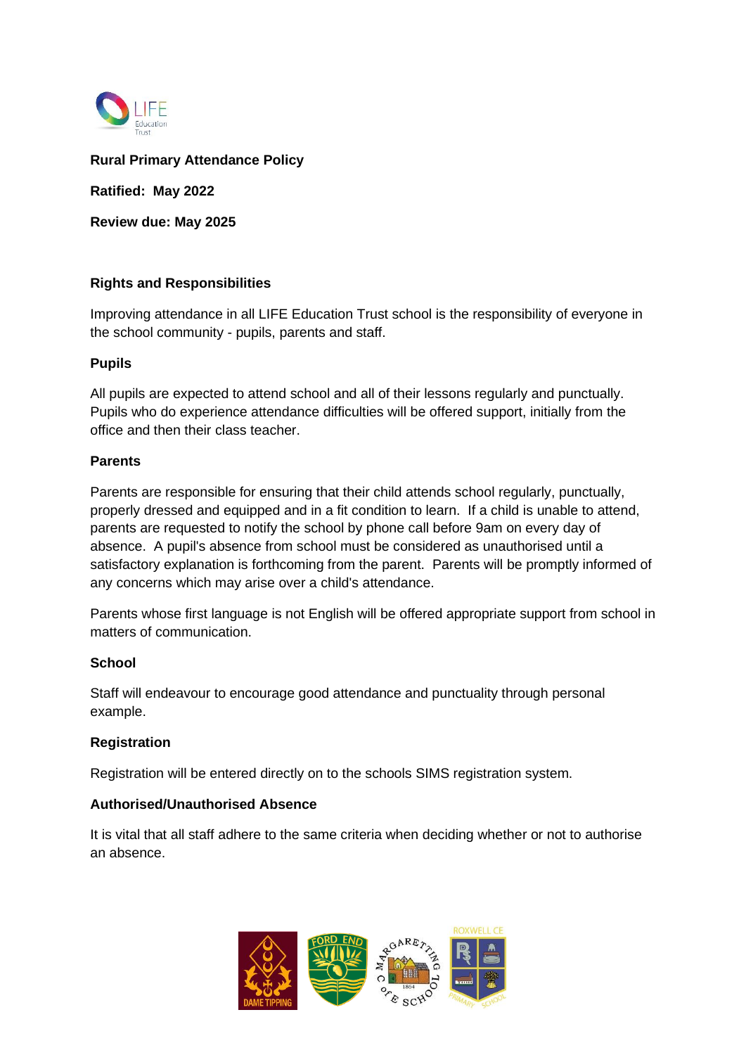**Rural Primary Attendance Policy**

**Ratified: May 2022**

**Review due: May 2025**

## Rights and Responsibilities

Improving attendance in all LIFE Education Trust school is the responsibility of everyone in the school community - pupils, parents and staff.

### Pupils

All pupils are expected to attend school and all of their lessons regularly and punctually. Pupils who do experience attendance difficulties will be offered support, initially from the office and then their class teacher.

### Parents

Parents are responsible for ensuring that their child attends school regularly, punctually, properly dressed and equipped and in a fit condition to learn. If a child is unable to attend, parents are requested to notify the school by phone call before 9am on every day of absence. A pupil's absence from school must be considered as unauthorised until a satisfactory explanation is forthcoming from the parent. Parents will be promptly informed of any concerns which may arise over a child's attendance.

Parents whose first language is not English will be offered appropriate support from school in matters of communication.

### School

Staff will endeavour to encourage good attendance and punctuality through personal example.

## Registration

Registration will be entered directly on to the schools SIMS registration system.

## Authorised/Unauthorised Absence

It is vital that all staff adhere to the same criteria when deciding whether or not to authorise an absence.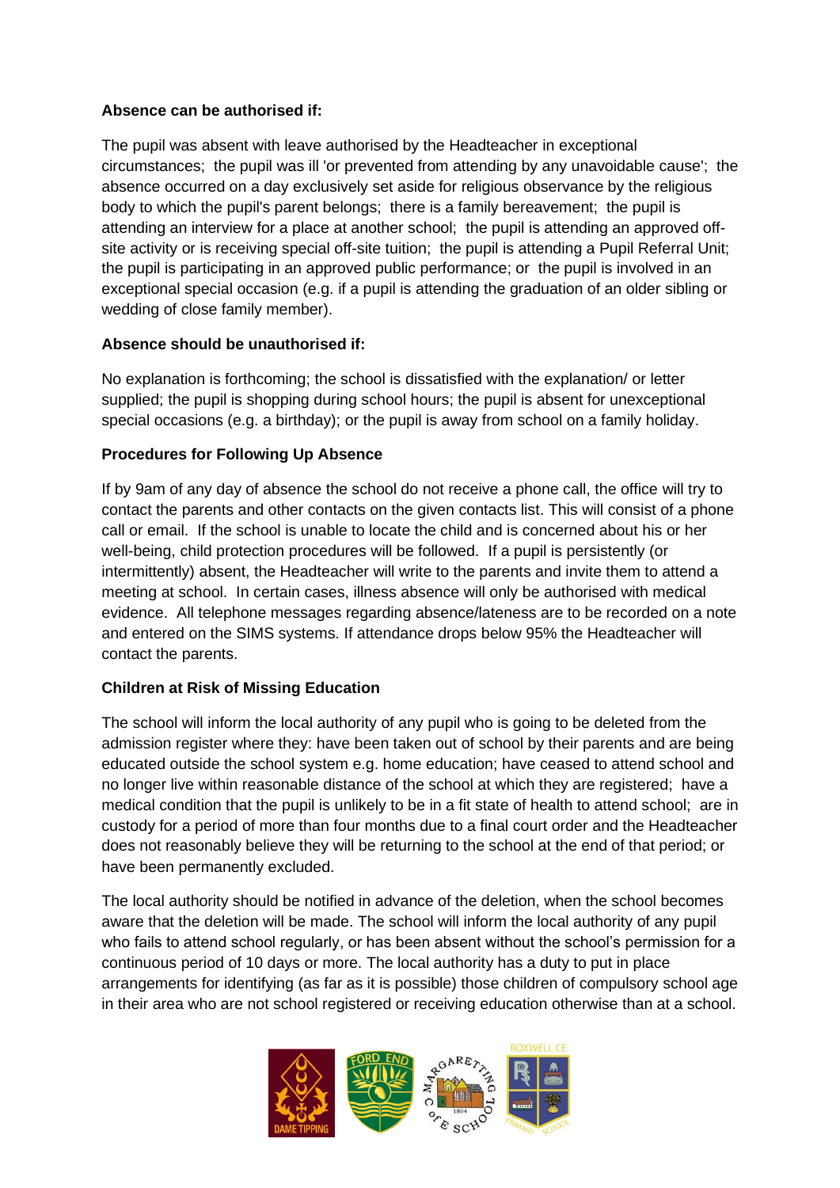**Absence can be authorised if:**

The pupil was absent with leave authorised by the Headteacher in exceptional circumstances; the pupil was ill 'or prevented from attending by any unavoidable cause'; the absence occurred on a day exclusively set aside for religious observance by the religious body to which the pupil's parent belongs; there is a family bereavement; the pupil is attending an interview for a place at another school; the pupil is attending an approved off-site activity or is receiving special off-site tuition; the pupil is attending a Pupil Referral Unit; the pupil is participating in an approved public performance; or the pupil is involved in an exceptional special occasion (e.g. if a pupil is attending the graduation of an older sibling or wedding of close family member).

**Absence should be unauthorised if:**

No explanation is forthcoming; the school is dissatisfied with the explanation/ or letter supplied; the pupil is shopping during school hours; the pupil is absent for unexceptional special occasions (e.g. a birthday); or the pupil is away from school on a family holiday.

**Procedures for Following Up Absence**

If by 9am of any day of absence the school do not receive a phone call, the office will try to contact the parents and other contacts on the given contacts list. This will consist of a phone call or email. If the school is unable to locate the child and is concerned about his or her well-being, child protection procedures will be followed. If a pupil is persistently (or intermittently) absent, the Headteacher will write to the parents and invite them to attend a meeting at school. In certain cases, illness absence will only be authorised with medical evidence. All telephone messages regarding absence/lateness are to be recorded on a note and entered on the SIMS systems. If attendance drops below 95% the Headteacher will contact the parents.

**Children at Risk of Missing Education**

The school will inform the local authority of any pupil who is going to be deleted from the admission register where they: have been taken out of school by their parents and are being educated outside the school system e.g. home education; have ceased to attend school and no longer live within reasonable distance of the school at which they are registered; have a medical condition that the pupil is unlikely to be in a fit state of health to attend school; are in custody for a period of more than four months due to a final court order and the Headteacher does not reasonably believe they will be returning to the school at the end of that period; or have been permanently excluded.

The local authority should be notified in advance of the deletion, when the school becomes aware that the deletion will be made. The school will inform the local authority of any pupil who fails to attend school regularly, or has been absent without the school's permission for a continuous period of 10 days or more. The local authority has a duty to put in place arrangements for identifying (as far as it is possible) those children of compulsory school age in their area who are not school registered or receiving education otherwise than at a school.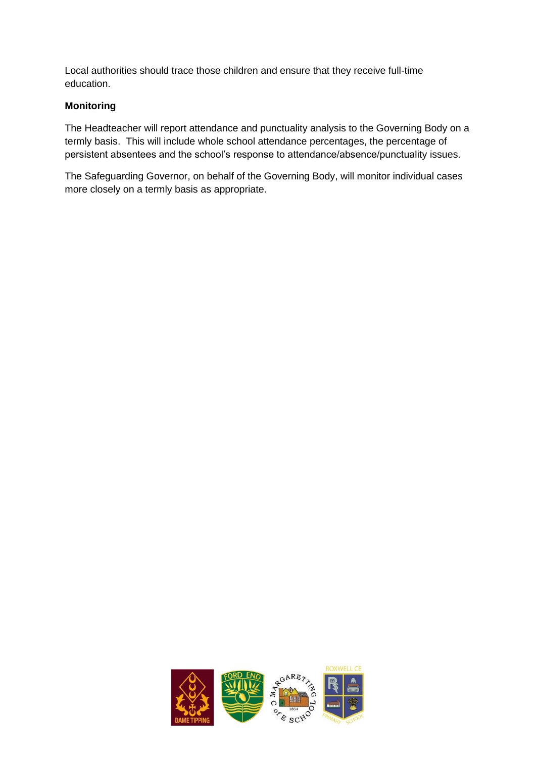Local authorities should trace those children and ensure that they receive full-time education.

**Monitoring**

The Headteacher will report attendance and punctuality analysis to the Governing Body on a termly basis. This will include whole school attendance percentages, the percentage of persistent absentees and the school's response to attendance/absence/punctuality issues.

The Safeguarding Governor, on behalf of the Governing Body, will monitor individual cases more closely on a termly basis as appropriate.